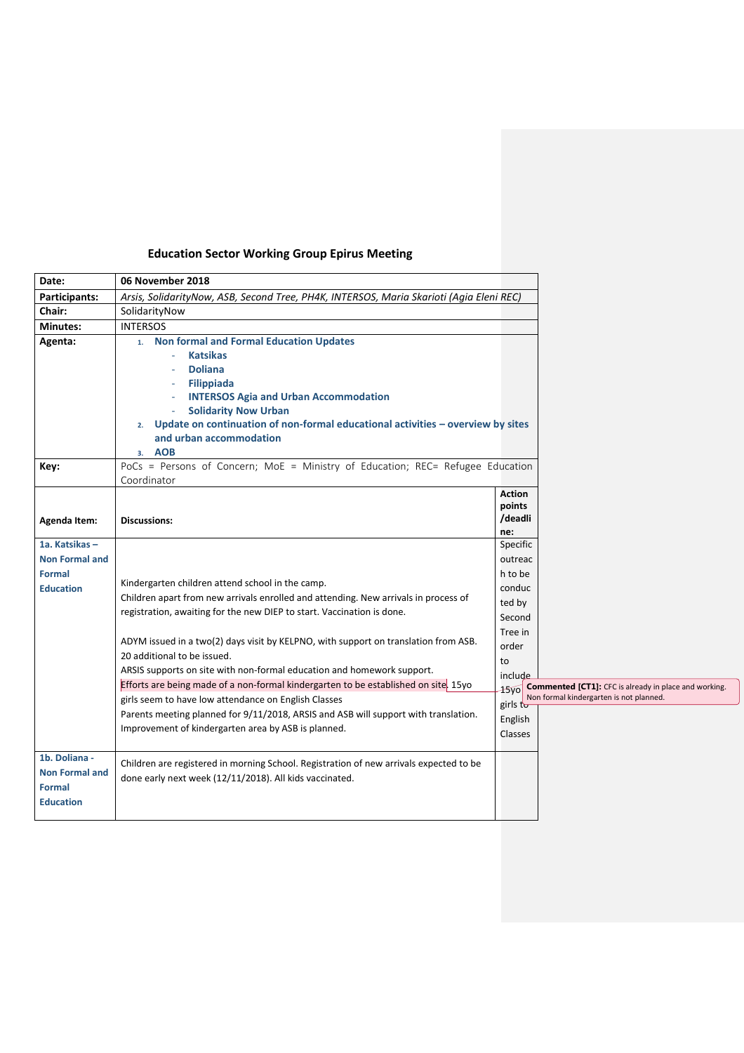## Education Sector Working Group Epirus Meeting

| | |
|---|---|
| **Date:** | **06 November 2018** |
| **Participants:** | *Arsis, SolidarityNow, ASB, Second Tree, PH4K, INTERSOS, Maria Skarioti (Agia Eleni REC)* |
| **Chair:** | SolidarityNow |
| **Minutes:** | INTERSOS |
| **Agenta:** | 1. **Non formal and Formal Education Updates**<br>- **Katsikas**<br>- **Doliana**<br>- **Filippiada**<br>- **INTERSOS Agia and Urban Accommodation**<br>- **Solidarity Now Urban**<br>2. **Update on continuation of non-formal educational activities – overview by sites and urban accommodation**<br>3. **AOB** |
| **Key:** | PoCs = Persons of Concern; MoE = Ministry of Education; REC= Refugee Education Coordinator |

| **Agenda Item:** | **Discussions:** | **Action points /deadline:** |
|---|---|---|
| **1a. Katsikas – Non Formal and Formal Education** | Kindergarten children attend school in the camp.<br>Children apart from new arrivals enrolled and attending. New arrivals in process of registration, awaiting for the new DIEP to start. Vaccination is done.<br><br>ADYM issued in a two(2) days visit by KELPNO, with support on translation from ASB. 20 additional to be issued.<br>ARSIS supports on site with non-formal education and homework support.<br>Efforts are being made of a non-formal kindergarten to be established on site. 15yo girls seem to have low attendance on English Classes<br>Parents meeting planned for 9/11/2018, ARSIS and ASB will support with translation.<br>Improvement of kindergarten area by ASB is planned. | Specific outreach to be conducted by Second Tree in order to include 15yo girls to English Classes |
| **1b. Doliana - Non Formal and Formal Education** | Children are registered in morning School. Registration of new arrivals expected to be done early next week (12/11/2018). All kids vaccinated. | |

**Commented [CT1]:** CFC is already in place and working. Non formal kindergarten is not planned.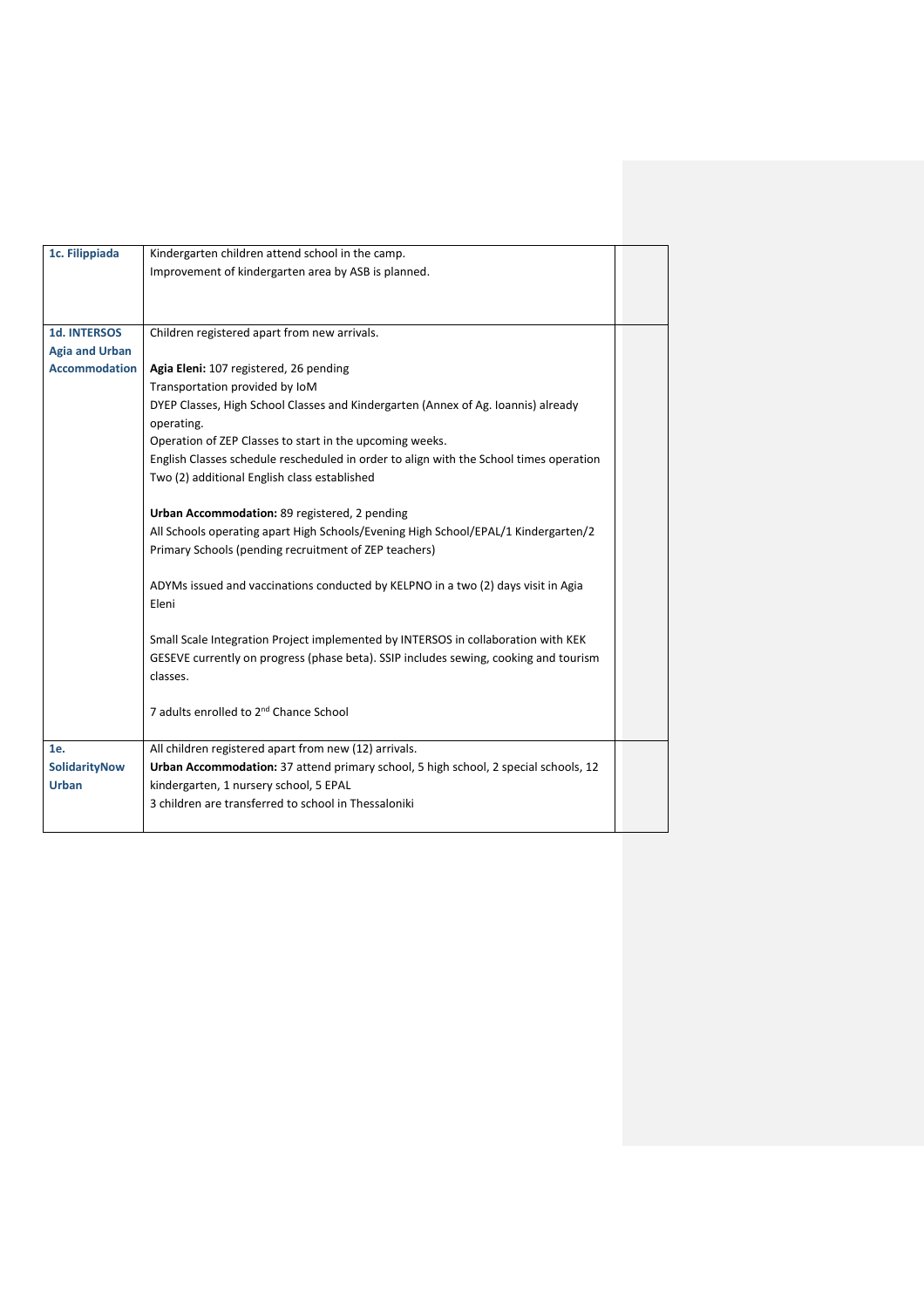| | | |
|---|---|---|
| **1c. Filippiada** | Kindergarten children attend school in the camp.<br>Improvement of kindergarten area by ASB is planned. | |
| **1d. INTERSOS Agia and Urban Accommodation** | Children registered apart from new arrivals.<br><br>**Agia Eleni:** 107 registered, 26 pending<br>Transportation provided by IoM<br>DYEP Classes, High School Classes and Kindergarten (Annex of Ag. Ioannis) already operating.<br>Operation of ZEP Classes to start in the upcoming weeks.<br>English Classes schedule rescheduled in order to align with the School times operation<br>Two (2) additional English class established<br><br>**Urban Accommodation:** 89 registered, 2 pending<br>All Schools operating apart High Schools/Evening High School/EPAL/1 Kindergarten/2 Primary Schools (pending recruitment of ZEP teachers)<br><br>ADYMs issued and vaccinations conducted by KELPNO in a two (2) days visit in Agia Eleni<br><br>Small Scale Integration Project implemented by INTERSOS in collaboration with KEK GESEVE currently on progress (phase beta). SSIP includes sewing, cooking and tourism classes.<br><br>7 adults enrolled to 2nd Chance School | |
| **1e. SolidarityNow Urban** | All children registered apart from new (12) arrivals.<br>**Urban Accommodation:** 37 attend primary school, 5 high school, 2 special schools, 12 kindergarten, 1 nursery school, 5 EPAL<br>3 children are transferred to school in Thessaloniki | |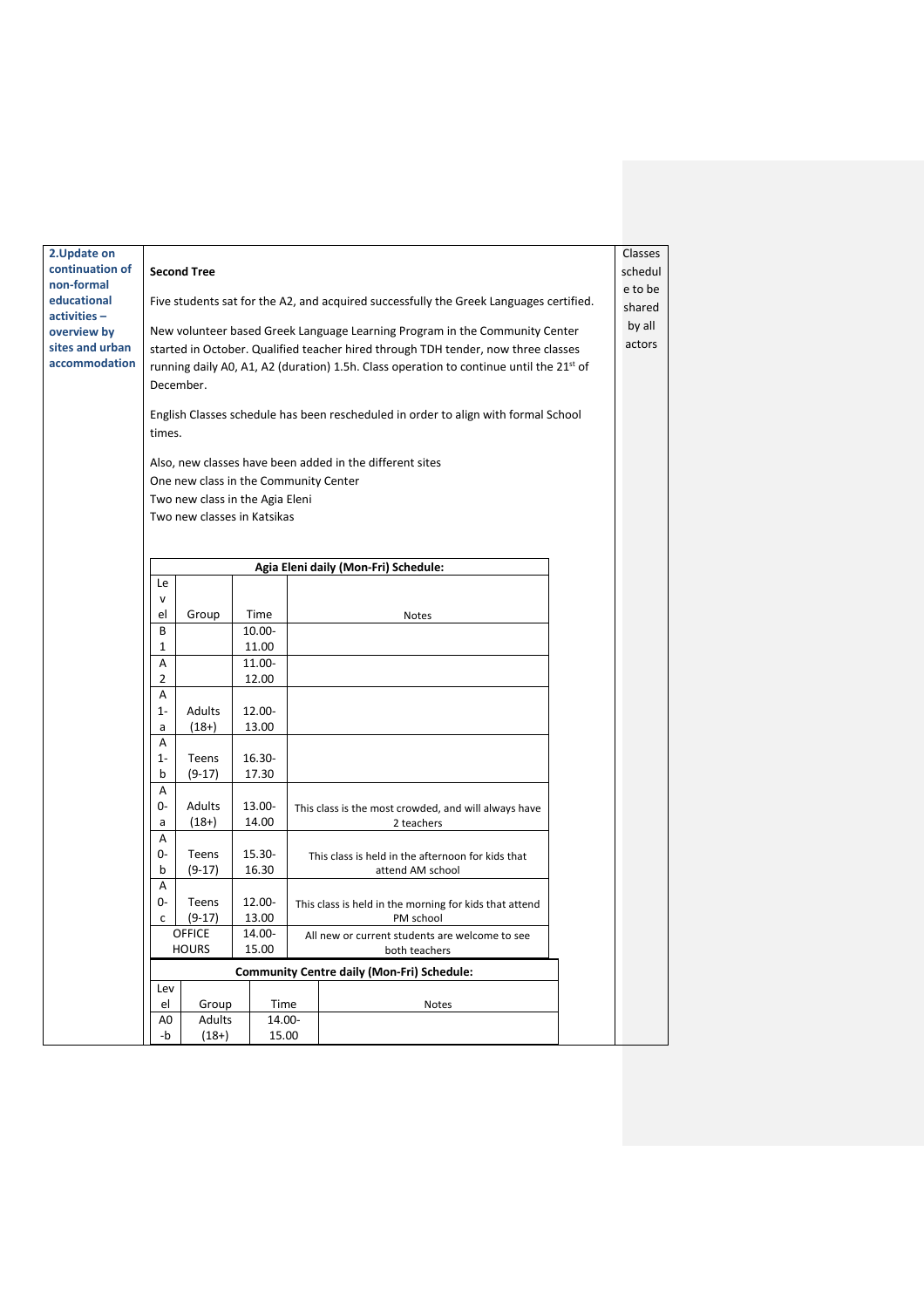**2.Update on continuation of non-formal educational activities – overview by sites and urban accommodation**

**Second Tree**

Five students sat for the A2, and acquired successfully the Greek Languages certified.

New volunteer based Greek Language Learning Program in the Community Center started in October. Qualified teacher hired through TDH tender, now three classes running daily A0, A1, A2 (duration) 1.5h. Class operation to continue until the 21st of December.

English Classes schedule has been rescheduled in order to align with formal School times.

Also, new classes have been added in the different sites
One new class in the Community Center
Two new class in the Agia Eleni
Two new classes in Katsikas

**Agia Eleni daily (Mon-Fri) Schedule:**

| Level | Group | Time | Notes |
|---|---|---|---|
| B1 | | 10.00-11.00 | |
| A2 | | 11.00-12.00 | |
| A1-a | Adults (18+) | 12.00-13.00 | |
| A1-b | Teens (9-17) | 16.30-17.30 | |
| A0-a | Adults (18+) | 13.00-14.00 | This class is the most crowded, and will always have 2 teachers |
| A0-b | Teens (9-17) | 15.30-16.30 | This class is held in the afternoon for kids that attend AM school |
| A0-c | Teens (9-17) | 12.00-13.00 | This class is held in the morning for kids that attend PM school |
| OFFICE HOURS | | 14.00-15.00 | All new or current students are welcome to see both teachers |

**Community Centre daily (Mon-Fri) Schedule:**

| Level | Group | Time | Notes |
|---|---|---|---|
| A0-b | Adults (18+) | 14.00-15.00 | |

Classes schedule to be shared by all actors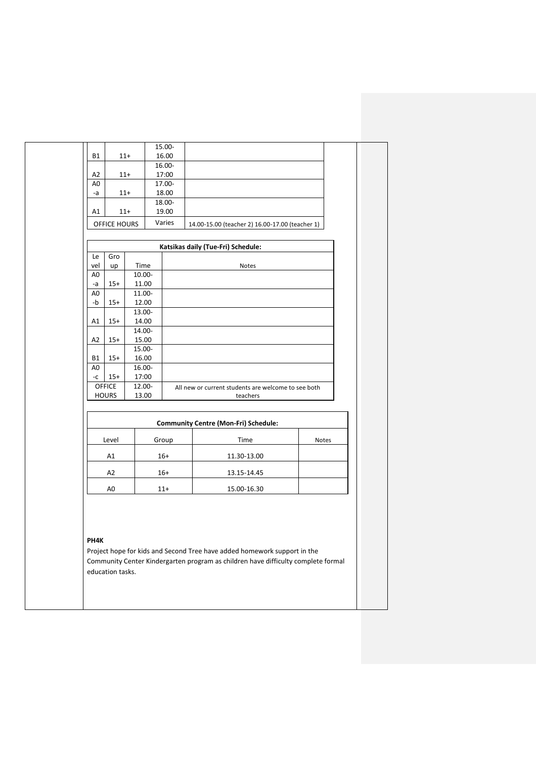| | | | |
|---|---|---|---|
| B1 | 11+ | 15.00-16.00 | |
| A2 | 11+ | 16.00-17:00 | |
| A0-a | 11+ | 17.00-18.00 | |
| A1 | 11+ | 18.00-19.00 | |
| OFFICE HOURS | | Varies | 14.00-15.00 (teacher 2) 16.00-17.00 (teacher 1) |

| Katsikas daily (Tue-Fri) Schedule: | | | |
|---|---|---|---|
| Level | Group | Time | Notes |
| A0-a | 15+ | 10.00-11.00 | |
| A0-b | 15+ | 11.00-12.00 | |
| A1 | 15+ | 13.00-14.00 | |
| A2 | 15+ | 14.00-15.00 | |
| B1 | 15+ | 15.00-16.00 | |
| A0-c | 15+ | 16.00-17:00 | |
| OFFICE HOURS | | 12.00-13.00 | All new or current students are welcome to see both teachers |

| Community Centre (Mon-Fri) Schedule: | | | |
|---|---|---|---|
| Level | Group | Time | Notes |
| A1 | 16+ | 11.30-13.00 | |
| A2 | 16+ | 13.15-14.45 | |
| A0 | 11+ | 15.00-16.30 | |

**PH4K**

Project hope for kids and Second Tree have added homework support in the Community Center Kindergarten program as children have difficulty complete formal education tasks.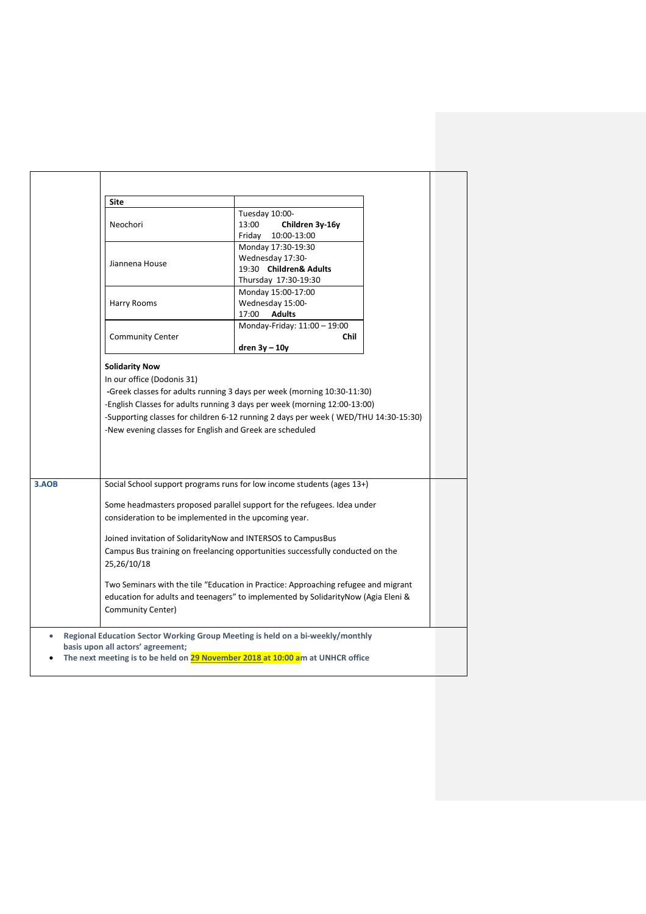| | |
|---|---|
| **Site** | |
| Neochori | Tuesday 10:00-13:00 **Children 3y-16y**<br>Friday 10:00-13:00 |
| Jiannena House | Monday 17:30-19:30<br>Wednesday 17:30-19:30 **Children& Adults**<br>Thursday 17:30-19:30 |
| Harry Rooms | Monday 15:00-17:00<br>Wednesday 15:00-17:00 **Adults** |
| Community Center | Monday-Friday: 11:00 – 19:00<br>**Children 3y – 10y** |

**Solidarity Now**

In our office (Dodonis 31)

-Greek classes for adults running 3 days per week (morning 10:30-11:30)

-English Classes for adults running 3 days per week (morning 12:00-13:00)

-Supporting classes for children 6-12 running 2 days per week ( WED/THU 14:30-15:30)

-New evening classes for English and Greek are scheduled

**3.AOB**

Social School support programs runs for low income students (ages 13+)

Some headmasters proposed parallel support for the refugees. Idea under consideration to be implemented in the upcoming year.

Joined invitation of SolidarityNow and INTERSOS to CampusBus

Campus Bus training on freelancing opportunities successfully conducted on the 25,26/10/18

Two Seminars with the tile "Education in Practice: Approaching refugee and migrant education for adults and teenagers" to implemented by SolidarityNow (Agia Eleni & Community Center)

- **Regional Education Sector Working Group Meeting is held on a bi-weekly/monthly basis upon all actors' agreement;**
- **The next meeting is to be held on 29 November 2018 at 10:00 am at UNHCR office**